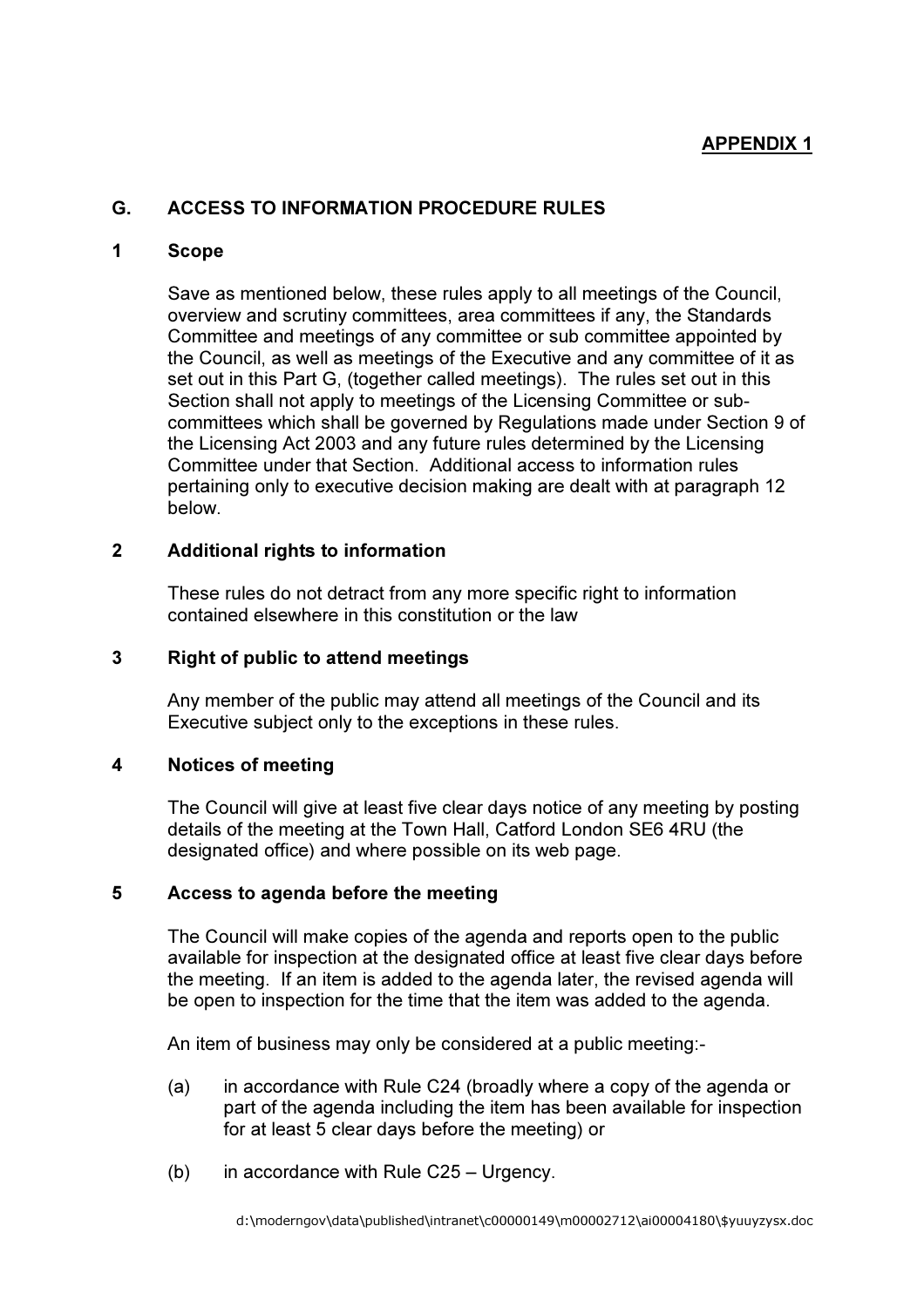**APPENDIX 1**

## G. ACCESS TO INFORMATION PROCEDURE RULES

### 1 Scope

Save as mentioned below, these rules apply to all meetings of the Council, overview and scrutiny committees, area committees if any, the Standards Committee and meetings of any committee or sub committee appointed by the Council, as well as meetings of the Executive and any committee of it as set out in this Part G, (together called meetings). The rules set out in this Section shall not apply to meetings of the Licensing Committee or sub-committees which shall be governed by Regulations made under Section 9 of the Licensing Act 2003 and any future rules determined by the Licensing Committee under that Section. Additional access to information rules pertaining only to executive decision making are dealt with at paragraph 12 below.

### 2 Additional rights to information

These rules do not detract from any more specific right to information contained elsewhere in this constitution or the law

### 3 Right of public to attend meetings

Any member of the public may attend all meetings of the Council and its Executive subject only to the exceptions in these rules.

### 4 Notices of meeting

The Council will give at least five clear days notice of any meeting by posting details of the meeting at the Town Hall, Catford London SE6 4RU (the designated office) and where possible on its web page.

### 5 Access to agenda before the meeting

The Council will make copies of the agenda and reports open to the public available for inspection at the designated office at least five clear days before the meeting. If an item is added to the agenda later, the revised agenda will be open to inspection for the time that the item was added to the agenda.

An item of business may only be considered at a public meeting:-

(a) in accordance with Rule C24 (broadly where a copy of the agenda or part of the agenda including the item has been available for inspection for at least 5 clear days before the meeting) or

(b) in accordance with Rule C25 – Urgency.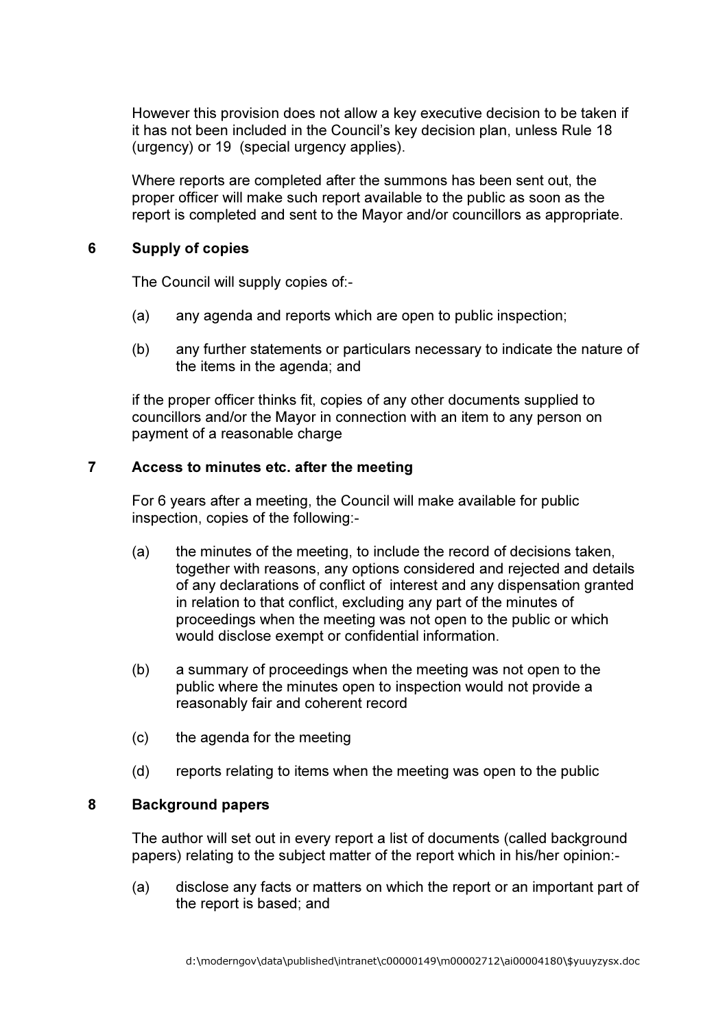However this provision does not allow a key executive decision to be taken if it has not been included in the Council's key decision plan, unless Rule 18 (urgency) or 19 (special urgency applies).

Where reports are completed after the summons has been sent out, the proper officer will make such report available to the public as soon as the report is completed and sent to the Mayor and/or councillors as appropriate.

## 6 Supply of copies

The Council will supply copies of:-

(a) any agenda and reports which are open to public inspection;

(b) any further statements or particulars necessary to indicate the nature of the items in the agenda; and

if the proper officer thinks fit, copies of any other documents supplied to councillors and/or the Mayor in connection with an item to any person on payment of a reasonable charge

## 7 Access to minutes etc. after the meeting

For 6 years after a meeting, the Council will make available for public inspection, copies of the following:-

(a) the minutes of the meeting, to include the record of decisions taken, together with reasons, any options considered and rejected and details of any declarations of conflict of interest and any dispensation granted in relation to that conflict, excluding any part of the minutes of proceedings when the meeting was not open to the public or which would disclose exempt or confidential information.

(b) a summary of proceedings when the meeting was not open to the public where the minutes open to inspection would not provide a reasonably fair and coherent record

(c) the agenda for the meeting

(d) reports relating to items when the meeting was open to the public

## 8 Background papers

The author will set out in every report a list of documents (called background papers) relating to the subject matter of the report which in his/her opinion:-

(a) disclose any facts or matters on which the report or an important part of the report is based; and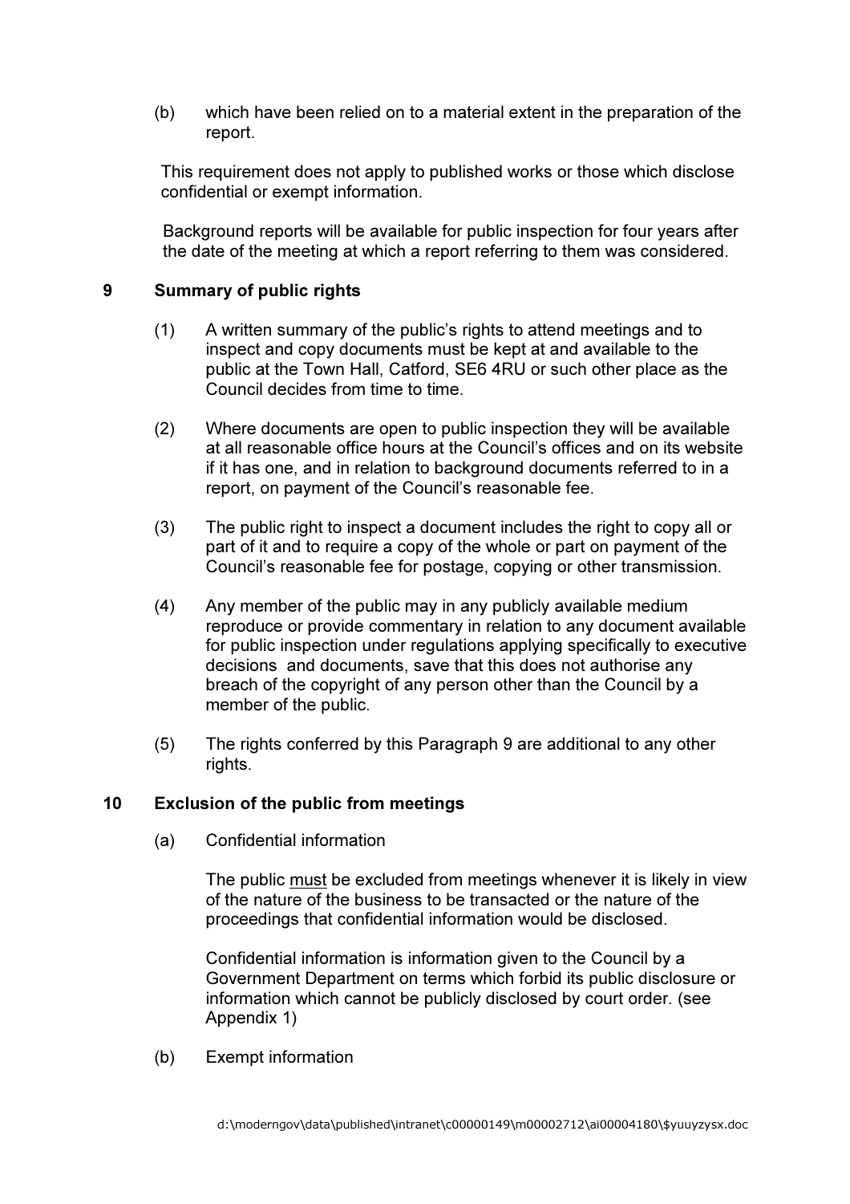(b) which have been relied on to a material extent in the preparation of the report.

This requirement does not apply to published works or those which disclose confidential or exempt information.

Background reports will be available for public inspection for four years after the date of the meeting at which a report referring to them was considered.

## 9 Summary of public rights

(1) A written summary of the public's rights to attend meetings and to inspect and copy documents must be kept at and available to the public at the Town Hall, Catford, SE6 4RU or such other place as the Council decides from time to time.

(2) Where documents are open to public inspection they will be available at all reasonable office hours at the Council's offices and on its website if it has one, and in relation to background documents referred to in a report, on payment of the Council's reasonable fee.

(3) The public right to inspect a document includes the right to copy all or part of it and to require a copy of the whole or part on payment of the Council's reasonable fee for postage, copying or other transmission.

(4) Any member of the public may in any publicly available medium reproduce or provide commentary in relation to any document available for public inspection under regulations applying specifically to executive decisions and documents, save that this does not authorise any breach of the copyright of any person other than the Council by a member of the public.

(5) The rights conferred by this Paragraph 9 are additional to any other rights.

## 10 Exclusion of the public from meetings

(a) Confidential information

The public <u>must</u> be excluded from meetings whenever it is likely in view of the nature of the business to be transacted or the nature of the proceedings that confidential information would be disclosed.

Confidential information is information given to the Council by a Government Department on terms which forbid its public disclosure or information which cannot be publicly disclosed by court order. (see Appendix 1)

(b) Exempt information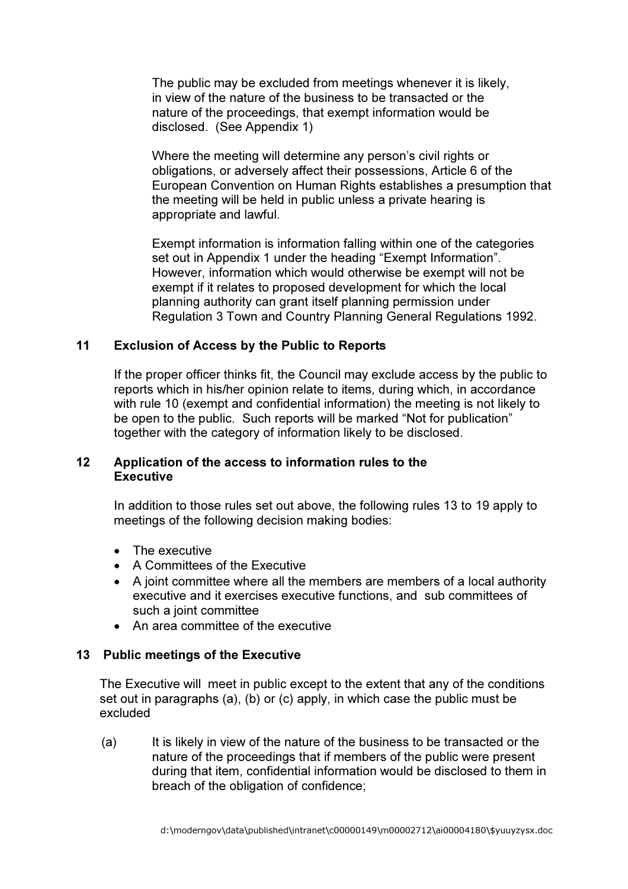The public may be excluded from meetings whenever it is likely, in view of the nature of the business to be transacted or the nature of the proceedings, that exempt information would be disclosed. (See Appendix 1)

Where the meeting will determine any person's civil rights or obligations, or adversely affect their possessions, Article 6 of the European Convention on Human Rights establishes a presumption that the meeting will be held in public unless a private hearing is appropriate and lawful.

Exempt information is information falling within one of the categories set out in Appendix 1 under the heading "Exempt Information". However, information which would otherwise be exempt will not be exempt if it relates to proposed development for which the local planning authority can grant itself planning permission under Regulation 3 Town and Country Planning General Regulations 1992.

### 11 Exclusion of Access by the Public to Reports

If the proper officer thinks fit, the Council may exclude access by the public to reports which in his/her opinion relate to items, during which, in accordance with rule 10 (exempt and confidential information) the meeting is not likely to be open to the public. Such reports will be marked "Not for publication" together with the category of information likely to be disclosed.

### 12 Application of the access to information rules to the Executive

In addition to those rules set out above, the following rules 13 to 19 apply to meetings of the following decision making bodies:

- The executive
- A Committees of the Executive
- A joint committee where all the members are members of a local authority executive and it exercises executive functions, and sub committees of such a joint committee
- An area committee of the executive

### 13 Public meetings of the Executive

The Executive will meet in public except to the extent that any of the conditions set out in paragraphs (a), (b) or (c) apply, in which case the public must be excluded

(a) It is likely in view of the nature of the business to be transacted or the nature of the proceedings that if members of the public were present during that item, confidential information would be disclosed to them in breach of the obligation of confidence;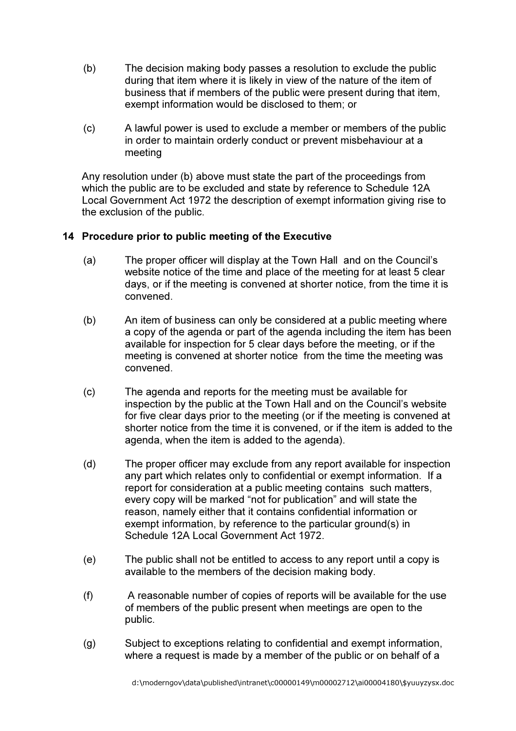(b) The decision making body passes a resolution to exclude the public during that item where it is likely in view of the nature of the item of business that if members of the public were present during that item, exempt information would be disclosed to them; or

(c) A lawful power is used to exclude a member or members of the public in order to maintain orderly conduct or prevent misbehaviour at a meeting

Any resolution under (b) above must state the part of the proceedings from which the public are to be excluded and state by reference to Schedule 12A Local Government Act 1972 the description of exempt information giving rise to the exclusion of the public.

## 14 Procedure prior to public meeting of the Executive

(a) The proper officer will display at the Town Hall and on the Council's website notice of the time and place of the meeting for at least 5 clear days, or if the meeting is convened at shorter notice, from the time it is convened.

(b) An item of business can only be considered at a public meeting where a copy of the agenda or part of the agenda including the item has been available for inspection for 5 clear days before the meeting, or if the meeting is convened at shorter notice from the time the meeting was convened.

(c) The agenda and reports for the meeting must be available for inspection by the public at the Town Hall and on the Council's website for five clear days prior to the meeting (or if the meeting is convened at shorter notice from the time it is convened, or if the item is added to the agenda, when the item is added to the agenda).

(d) The proper officer may exclude from any report available for inspection any part which relates only to confidential or exempt information. If a report for consideration at a public meeting contains such matters, every copy will be marked "not for publication" and will state the reason, namely either that it contains confidential information or exempt information, by reference to the particular ground(s) in Schedule 12A Local Government Act 1972.

(e) The public shall not be entitled to access to any report until a copy is available to the members of the decision making body.

(f) A reasonable number of copies of reports will be available for the use of members of the public present when meetings are open to the public.

(g) Subject to exceptions relating to confidential and exempt information, where a request is made by a member of the public or on behalf of a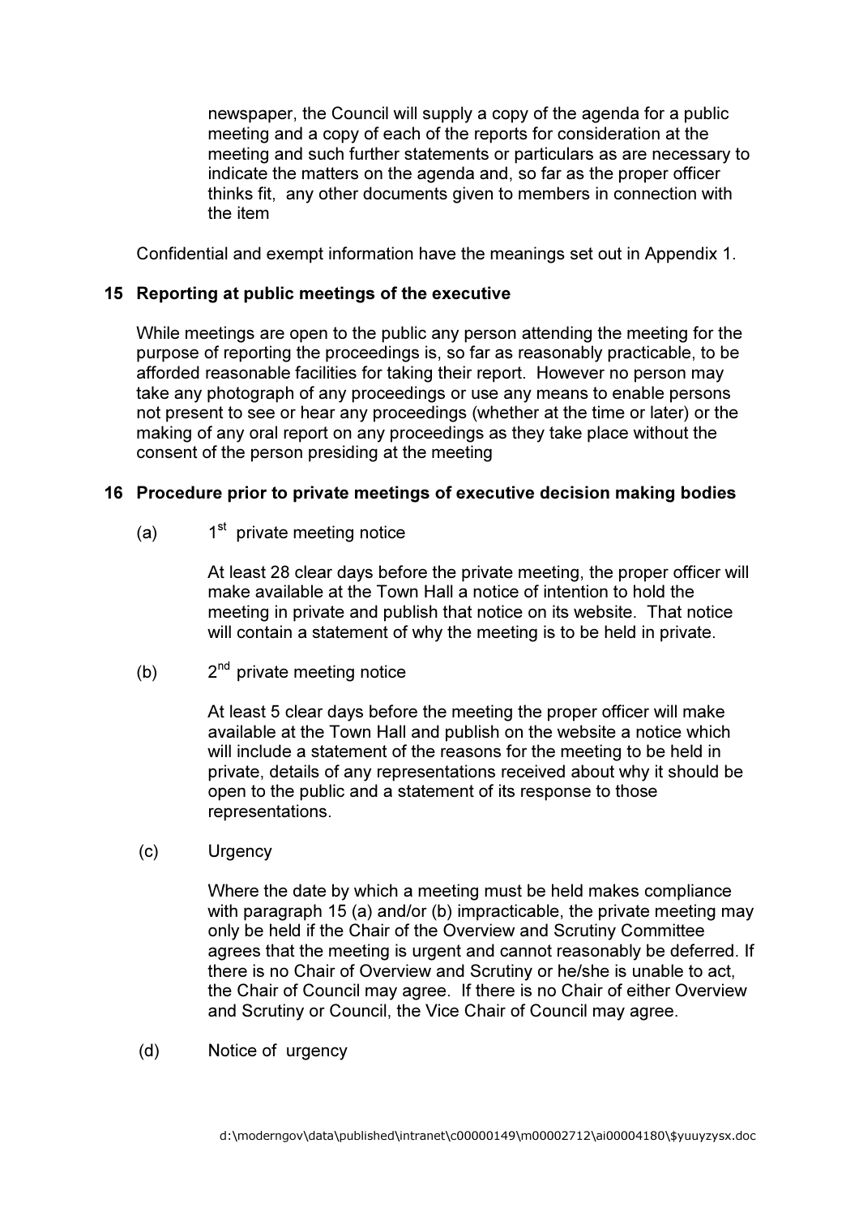newspaper, the Council will supply a copy of the agenda for a public meeting and a copy of each of the reports for consideration at the meeting and such further statements or particulars as are necessary to indicate the matters on the agenda and, so far as the proper officer thinks fit, any other documents given to members in connection with the item

Confidential and exempt information have the meanings set out in Appendix 1.

## 15 Reporting at public meetings of the executive

While meetings are open to the public any person attending the meeting for the purpose of reporting the proceedings is, so far as reasonably practicable, to be afforded reasonable facilities for taking their report. However no person may take any photograph of any proceedings or use any means to enable persons not present to see or hear any proceedings (whether at the time or later) or the making of any oral report on any proceedings as they take place without the consent of the person presiding at the meeting

## 16 Procedure prior to private meetings of executive decision making bodies

(a) 1st private meeting notice

At least 28 clear days before the private meeting, the proper officer will make available at the Town Hall a notice of intention to hold the meeting in private and publish that notice on its website. That notice will contain a statement of why the meeting is to be held in private.

(b) 2nd private meeting notice

At least 5 clear days before the meeting the proper officer will make available at the Town Hall and publish on the website a notice which will include a statement of the reasons for the meeting to be held in private, details of any representations received about why it should be open to the public and a statement of its response to those representations.

(c) Urgency

Where the date by which a meeting must be held makes compliance with paragraph 15 (a) and/or (b) impracticable, the private meeting may only be held if the Chair of the Overview and Scrutiny Committee agrees that the meeting is urgent and cannot reasonably be deferred. If there is no Chair of Overview and Scrutiny or he/she is unable to act, the Chair of Council may agree. If there is no Chair of either Overview and Scrutiny or Council, the Vice Chair of Council may agree.

(d) Notice of urgency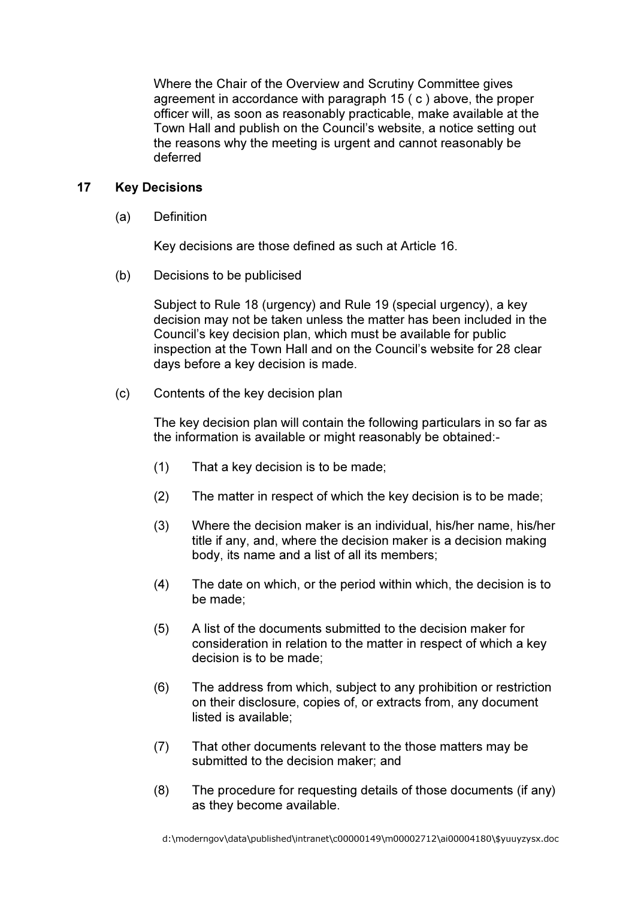Where the Chair of the Overview and Scrutiny Committee gives agreement in accordance with paragraph 15 ( c ) above, the proper officer will, as soon as reasonably practicable, make available at the Town Hall and publish on the Council's website, a notice setting out the reasons why the meeting is urgent and cannot reasonably be deferred

## 17 Key Decisions

(a) Definition

Key decisions are those defined as such at Article 16.

(b) Decisions to be publicised

Subject to Rule 18 (urgency) and Rule 19 (special urgency), a key decision may not be taken unless the matter has been included in the Council's key decision plan, which must be available for public inspection at the Town Hall and on the Council's website for 28 clear days before a key decision is made.

(c) Contents of the key decision plan

The key decision plan will contain the following particulars in so far as the information is available or might reasonably be obtained:-

(1) That a key decision is to be made;

(2) The matter in respect of which the key decision is to be made;

(3) Where the decision maker is an individual, his/her name, his/her title if any, and, where the decision maker is a decision making body, its name and a list of all its members;

(4) The date on which, or the period within which, the decision is to be made;

(5) A list of the documents submitted to the decision maker for consideration in relation to the matter in respect of which a key decision is to be made;

(6) The address from which, subject to any prohibition or restriction on their disclosure, copies of, or extracts from, any document listed is available;

(7) That other documents relevant to the those matters may be submitted to the decision maker; and

(8) The procedure for requesting details of those documents (if any) as they become available.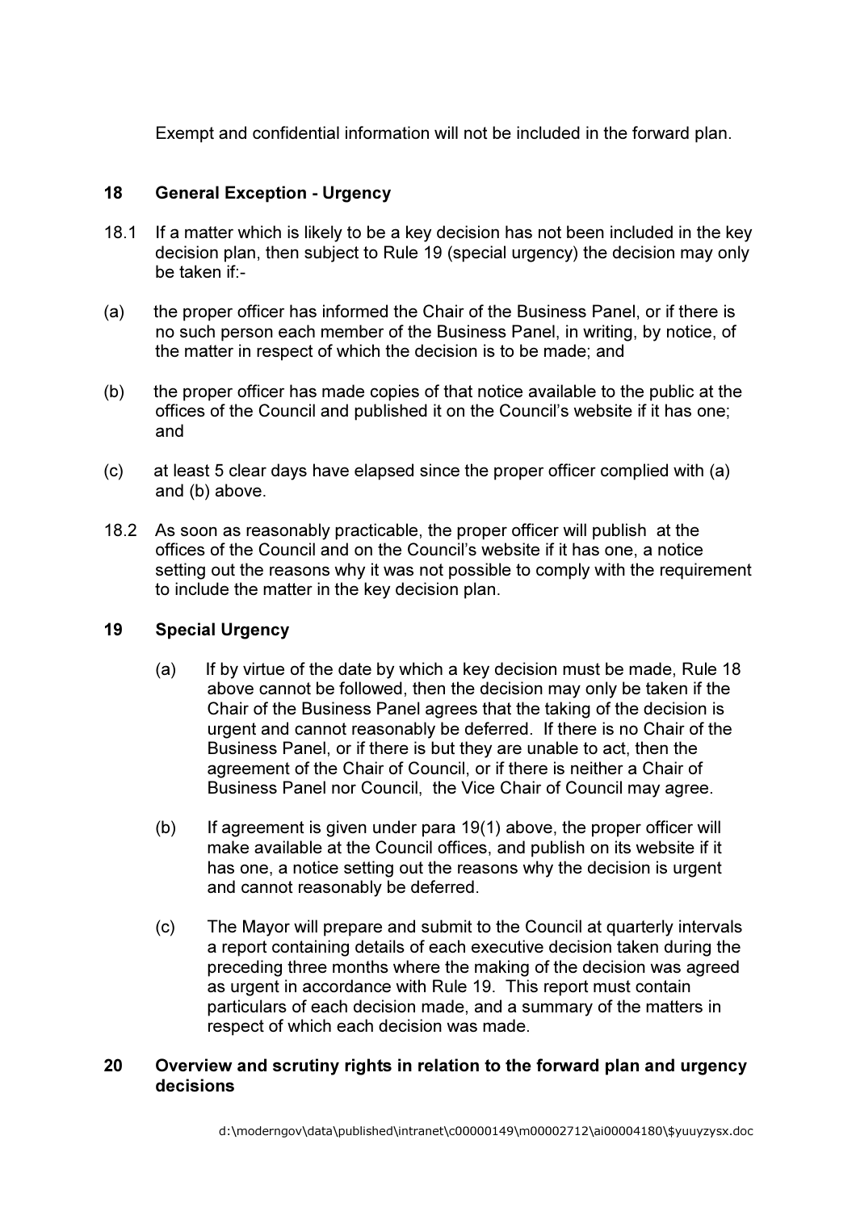Exempt and confidential information will not be included in the forward plan.

## 18 General Exception - Urgency

18.1 If a matter which is likely to be a key decision has not been included in the key decision plan, then subject to Rule 19 (special urgency) the decision may only be taken if:-

(a) the proper officer has informed the Chair of the Business Panel, or if there is no such person each member of the Business Panel, in writing, by notice, of the matter in respect of which the decision is to be made; and

(b) the proper officer has made copies of that notice available to the public at the offices of the Council and published it on the Council's website if it has one; and

(c) at least 5 clear days have elapsed since the proper officer complied with (a) and (b) above.

18.2 As soon as reasonably practicable, the proper officer will publish at the offices of the Council and on the Council's website if it has one, a notice setting out the reasons why it was not possible to comply with the requirement to include the matter in the key decision plan.

## 19 Special Urgency

(a) If by virtue of the date by which a key decision must be made, Rule 18 above cannot be followed, then the decision may only be taken if the Chair of the Business Panel agrees that the taking of the decision is urgent and cannot reasonably be deferred. If there is no Chair of the Business Panel, or if there is but they are unable to act, then the agreement of the Chair of Council, or if there is neither a Chair of Business Panel nor Council, the Vice Chair of Council may agree.

(b) If agreement is given under para 19(1) above, the proper officer will make available at the Council offices, and publish on its website if it has one, a notice setting out the reasons why the decision is urgent and cannot reasonably be deferred.

(c) The Mayor will prepare and submit to the Council at quarterly intervals a report containing details of each executive decision taken during the preceding three months where the making of the decision was agreed as urgent in accordance with Rule 19. This report must contain particulars of each decision made, and a summary of the matters in respect of which each decision was made.

## 20 Overview and scrutiny rights in relation to the forward plan and urgency decisions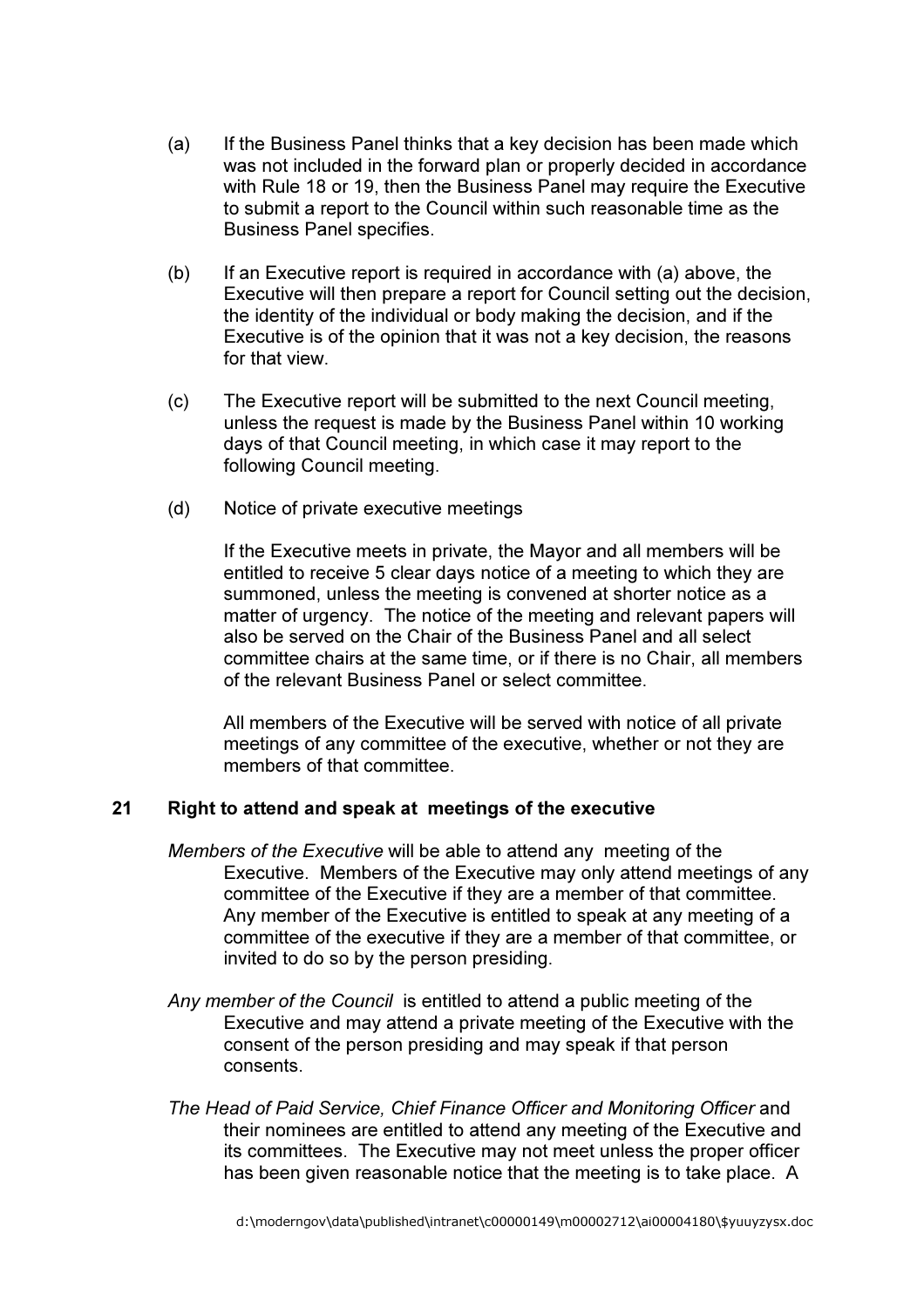(a) If the Business Panel thinks that a key decision has been made which was not included in the forward plan or properly decided in accordance with Rule 18 or 19, then the Business Panel may require the Executive to submit a report to the Council within such reasonable time as the Business Panel specifies.

(b) If an Executive report is required in accordance with (a) above, the Executive will then prepare a report for Council setting out the decision, the identity of the individual or body making the decision, and if the Executive is of the opinion that it was not a key decision, the reasons for that view.

(c) The Executive report will be submitted to the next Council meeting, unless the request is made by the Business Panel within 10 working days of that Council meeting, in which case it may report to the following Council meeting.

(d) Notice of private executive meetings

If the Executive meets in private, the Mayor and all members will be entitled to receive 5 clear days notice of a meeting to which they are summoned, unless the meeting is convened at shorter notice as a matter of urgency. The notice of the meeting and relevant papers will also be served on the Chair of the Business Panel and all select committee chairs at the same time, or if there is no Chair, all members of the relevant Business Panel or select committee.

All members of the Executive will be served with notice of all private meetings of any committee of the executive, whether or not they are members of that committee.

## 21 Right to attend and speak at meetings of the executive

*Members of the Executive* will be able to attend any meeting of the Executive. Members of the Executive may only attend meetings of any committee of the Executive if they are a member of that committee. Any member of the Executive is entitled to speak at any meeting of a committee of the executive if they are a member of that committee, or invited to do so by the person presiding.

*Any member of the Council* is entitled to attend a public meeting of the Executive and may attend a private meeting of the Executive with the consent of the person presiding and may speak if that person consents.

*The Head of Paid Service, Chief Finance Officer and Monitoring Officer* and their nominees are entitled to attend any meeting of the Executive and its committees. The Executive may not meet unless the proper officer has been given reasonable notice that the meeting is to take place. A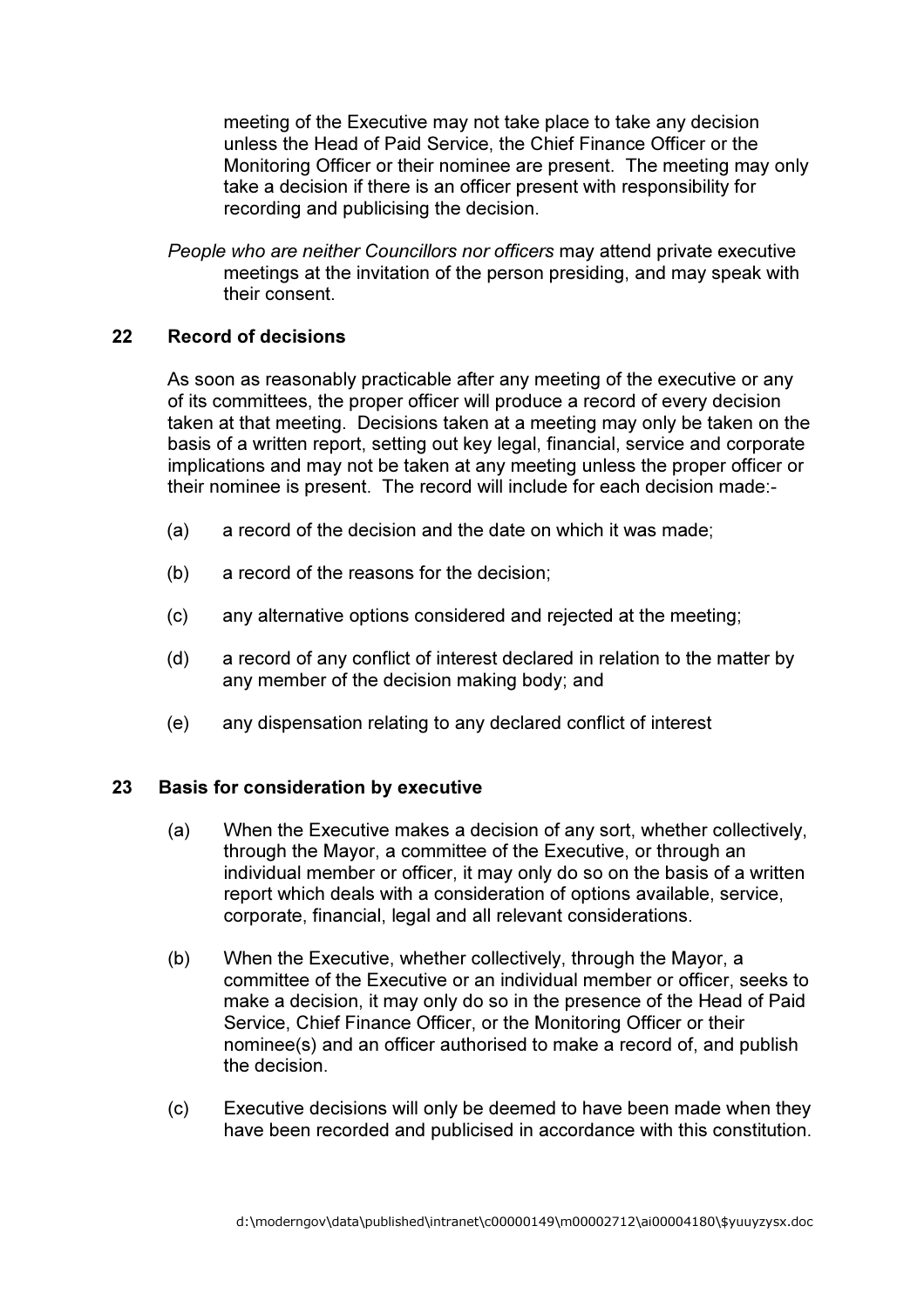meeting of the Executive may not take place to take any decision unless the Head of Paid Service, the Chief Finance Officer or the Monitoring Officer or their nominee are present. The meeting may only take a decision if there is an officer present with responsibility for recording and publicising the decision.

*People who are neither Councillors nor officers* may attend private executive meetings at the invitation of the person presiding, and may speak with their consent.

## 22 Record of decisions

As soon as reasonably practicable after any meeting of the executive or any of its committees, the proper officer will produce a record of every decision taken at that meeting. Decisions taken at a meeting may only be taken on the basis of a written report, setting out key legal, financial, service and corporate implications and may not be taken at any meeting unless the proper officer or their nominee is present. The record will include for each decision made:-

(a) a record of the decision and the date on which it was made;

(b) a record of the reasons for the decision;

(c) any alternative options considered and rejected at the meeting;

(d) a record of any conflict of interest declared in relation to the matter by any member of the decision making body; and

(e) any dispensation relating to any declared conflict of interest

## 23 Basis for consideration by executive

(a) When the Executive makes a decision of any sort, whether collectively, through the Mayor, a committee of the Executive, or through an individual member or officer, it may only do so on the basis of a written report which deals with a consideration of options available, service, corporate, financial, legal and all relevant considerations.

(b) When the Executive, whether collectively, through the Mayor, a committee of the Executive or an individual member or officer, seeks to make a decision, it may only do so in the presence of the Head of Paid Service, Chief Finance Officer, or the Monitoring Officer or their nominee(s) and an officer authorised to make a record of, and publish the decision.

(c) Executive decisions will only be deemed to have been made when they have been recorded and publicised in accordance with this constitution.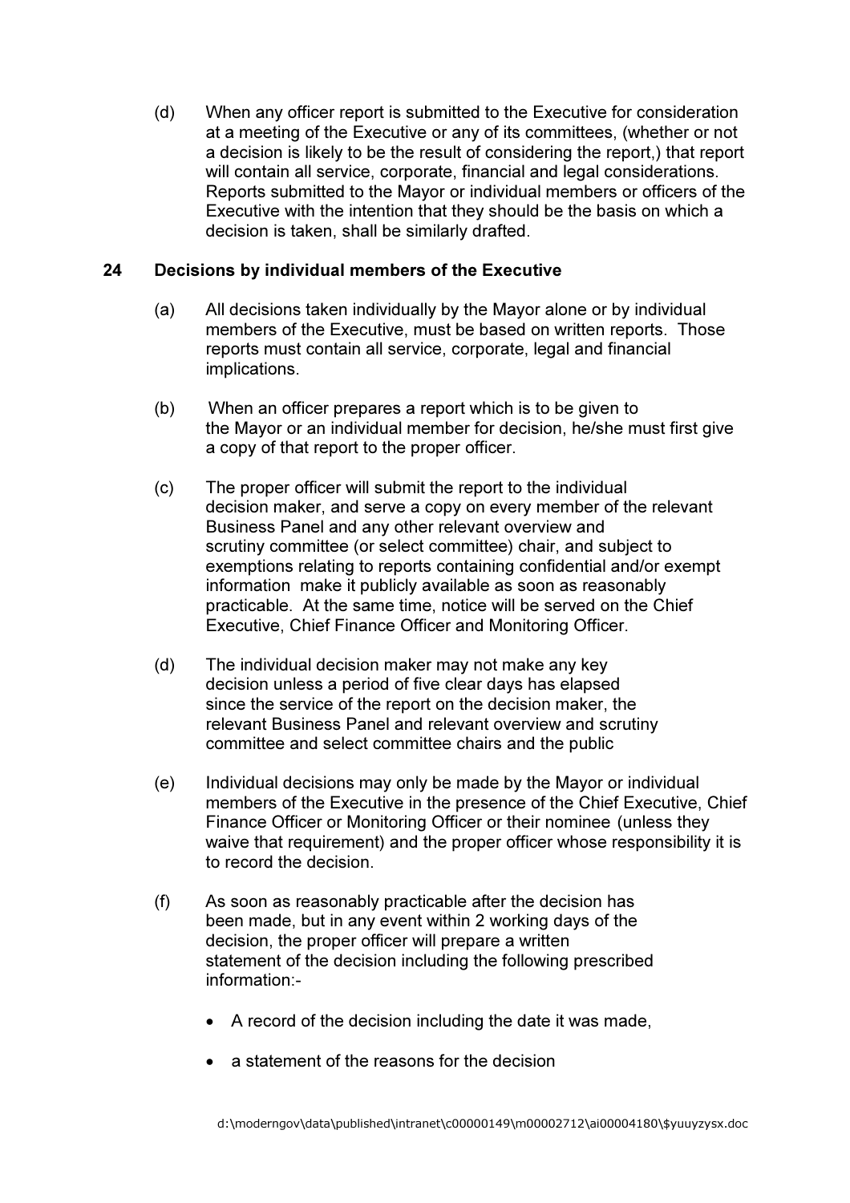(d) When any officer report is submitted to the Executive for consideration at a meeting of the Executive or any of its committees, (whether or not a decision is likely to be the result of considering the report,) that report will contain all service, corporate, financial and legal considerations. Reports submitted to the Mayor or individual members or officers of the Executive with the intention that they should be the basis on which a decision is taken, shall be similarly drafted.

## 24 Decisions by individual members of the Executive

(a) All decisions taken individually by the Mayor alone or by individual members of the Executive, must be based on written reports. Those reports must contain all service, corporate, legal and financial implications.

(b) When an officer prepares a report which is to be given to the Mayor or an individual member for decision, he/she must first give a copy of that report to the proper officer.

(c) The proper officer will submit the report to the individual decision maker, and serve a copy on every member of the relevant Business Panel and any other relevant overview and scrutiny committee (or select committee) chair, and subject to exemptions relating to reports containing confidential and/or exempt information make it publicly available as soon as reasonably practicable. At the same time, notice will be served on the Chief Executive, Chief Finance Officer and Monitoring Officer.

(d) The individual decision maker may not make any key decision unless a period of five clear days has elapsed since the service of the report on the decision maker, the relevant Business Panel and relevant overview and scrutiny committee and select committee chairs and the public

(e) Individual decisions may only be made by the Mayor or individual members of the Executive in the presence of the Chief Executive, Chief Finance Officer or Monitoring Officer or their nominee (unless they waive that requirement) and the proper officer whose responsibility it is to record the decision.

(f) As soon as reasonably practicable after the decision has been made, but in any event within 2 working days of the decision, the proper officer will prepare a written statement of the decision including the following prescribed information:-

- A record of the decision including the date it was made,
- a statement of the reasons for the decision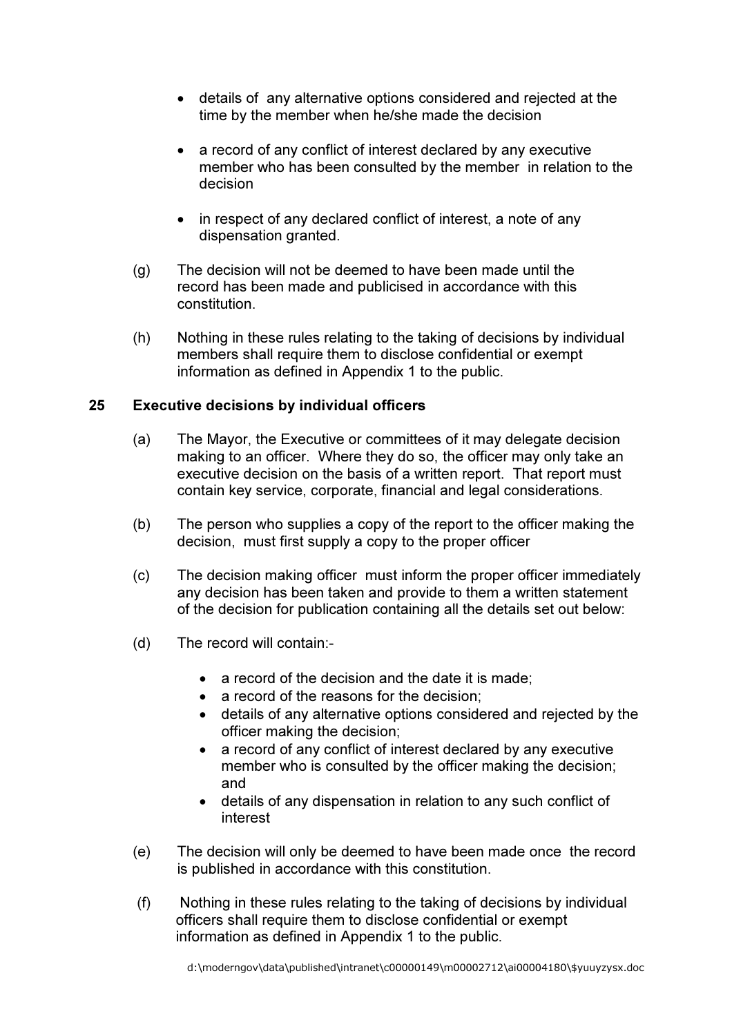- details of any alternative options considered and rejected at the time by the member when he/she made the decision

- a record of any conflict of interest declared by any executive member who has been consulted by the member in relation to the decision

- in respect of any declared conflict of interest, a note of any dispensation granted.

(g) The decision will not be deemed to have been made until the record has been made and publicised in accordance with this constitution.

(h) Nothing in these rules relating to the taking of decisions by individual members shall require them to disclose confidential or exempt information as defined in Appendix 1 to the public.

**25 Executive decisions by individual officers**

(a) The Mayor, the Executive or committees of it may delegate decision making to an officer. Where they do so, the officer may only take an executive decision on the basis of a written report. That report must contain key service, corporate, financial and legal considerations.

(b) The person who supplies a copy of the report to the officer making the decision, must first supply a copy to the proper officer

(c) The decision making officer must inform the proper officer immediately any decision has been taken and provide to them a written statement of the decision for publication containing all the details set out below:

(d) The record will contain:-

- a record of the decision and the date it is made;
- a record of the reasons for the decision;
- details of any alternative options considered and rejected by the officer making the decision;
- a record of any conflict of interest declared by any executive member who is consulted by the officer making the decision; and
- details of any dispensation in relation to any such conflict of interest

(e) The decision will only be deemed to have been made once the record is published in accordance with this constitution.

(f) Nothing in these rules relating to the taking of decisions by individual officers shall require them to disclose confidential or exempt information as defined in Appendix 1 to the public.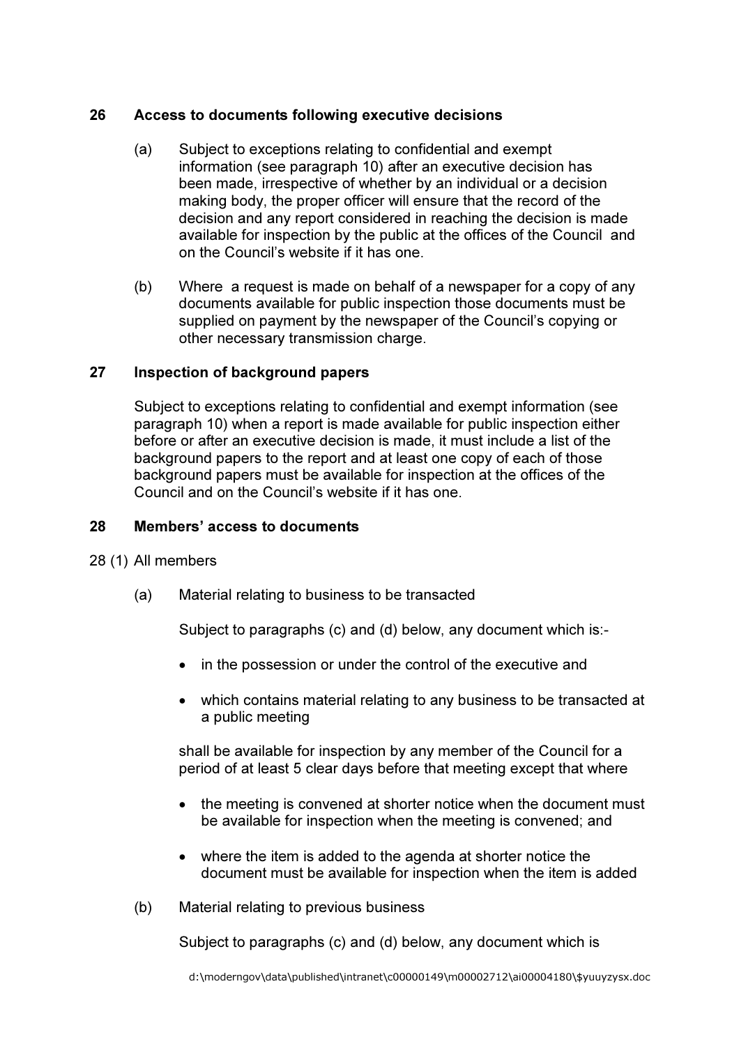## 26 Access to documents following executive decisions

(a) Subject to exceptions relating to confidential and exempt information (see paragraph 10) after an executive decision has been made, irrespective of whether by an individual or a decision making body, the proper officer will ensure that the record of the decision and any report considered in reaching the decision is made available for inspection by the public at the offices of the Council and on the Council's website if it has one.

(b) Where a request is made on behalf of a newspaper for a copy of any documents available for public inspection those documents must be supplied on payment by the newspaper of the Council's copying or other necessary transmission charge.

## 27 Inspection of background papers

Subject to exceptions relating to confidential and exempt information (see paragraph 10) when a report is made available for public inspection either before or after an executive decision is made, it must include a list of the background papers to the report and at least one copy of each of those background papers must be available for inspection at the offices of the Council and on the Council's website if it has one.

## 28 Members' access to documents

28 (1) All members

(a) Material relating to business to be transacted

Subject to paragraphs (c) and (d) below, any document which is:-

- in the possession or under the control of the executive and
- which contains material relating to any business to be transacted at a public meeting

shall be available for inspection by any member of the Council for a period of at least 5 clear days before that meeting except that where

- the meeting is convened at shorter notice when the document must be available for inspection when the meeting is convened; and
- where the item is added to the agenda at shorter notice the document must be available for inspection when the item is added

(b) Material relating to previous business

Subject to paragraphs (c) and (d) below, any document which is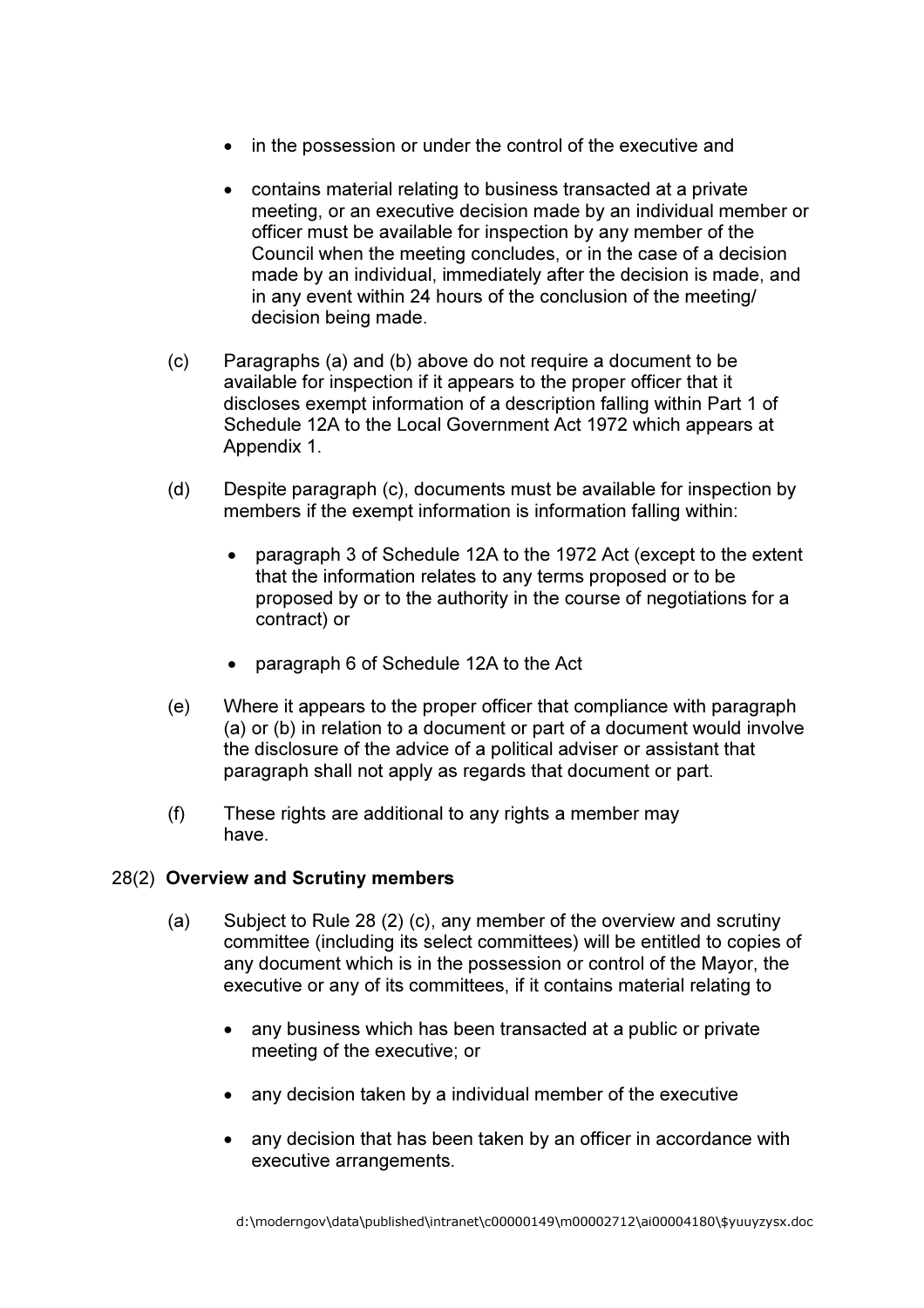- in the possession or under the control of the executive and

- contains material relating to business transacted at a private meeting, or an executive decision made by an individual member or officer must be available for inspection by any member of the Council when the meeting concludes, or in the case of a decision made by an individual, immediately after the decision is made, and in any event within 24 hours of the conclusion of the meeting/ decision being made.

(c) Paragraphs (a) and (b) above do not require a document to be available for inspection if it appears to the proper officer that it discloses exempt information of a description falling within Part 1 of Schedule 12A to the Local Government Act 1972 which appears at Appendix 1.

(d) Despite paragraph (c), documents must be available for inspection by members if the exempt information is information falling within:

- paragraph 3 of Schedule 12A to the 1972 Act (except to the extent that the information relates to any terms proposed or to be proposed by or to the authority in the course of negotiations for a contract) or

- paragraph 6 of Schedule 12A to the Act

(e) Where it appears to the proper officer that compliance with paragraph (a) or (b) in relation to a document or part of a document would involve the disclosure of the advice of a political adviser or assistant that paragraph shall not apply as regards that document or part.

(f) These rights are additional to any rights a member may have.

### 28(2) Overview and Scrutiny members

(a) Subject to Rule 28 (2) (c), any member of the overview and scrutiny committee (including its select committees) will be entitled to copies of any document which is in the possession or control of the Mayor, the executive or any of its committees, if it contains material relating to

- any business which has been transacted at a public or private meeting of the executive; or

- any decision taken by a individual member of the executive

- any decision that has been taken by an officer in accordance with executive arrangements.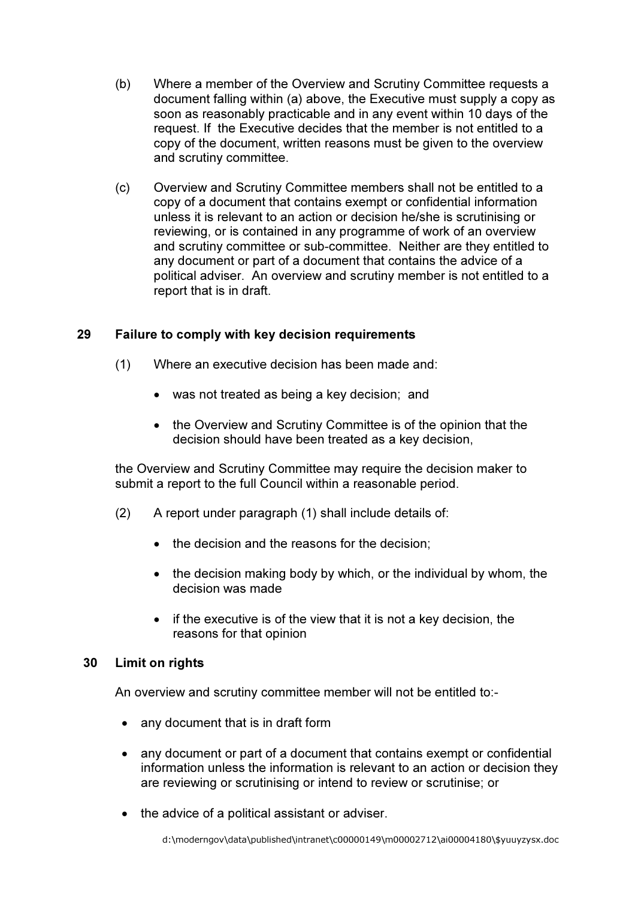(b) Where a member of the Overview and Scrutiny Committee requests a document falling within (a) above, the Executive must supply a copy as soon as reasonably practicable and in any event within 10 days of the request. If the Executive decides that the member is not entitled to a copy of the document, written reasons must be given to the overview and scrutiny committee.

(c) Overview and Scrutiny Committee members shall not be entitled to a copy of a document that contains exempt or confidential information unless it is relevant to an action or decision he/she is scrutinising or reviewing, or is contained in any programme of work of an overview and scrutiny committee or sub-committee. Neither are they entitled to any document or part of a document that contains the advice of a political adviser. An overview and scrutiny member is not entitled to a report that is in draft.

## 29 Failure to comply with key decision requirements

(1) Where an executive decision has been made and:

- was not treated as being a key decision; and
- the Overview and Scrutiny Committee is of the opinion that the decision should have been treated as a key decision,

the Overview and Scrutiny Committee may require the decision maker to submit a report to the full Council within a reasonable period.

(2) A report under paragraph (1) shall include details of:

- the decision and the reasons for the decision;
- the decision making body by which, or the individual by whom, the decision was made
- if the executive is of the view that it is not a key decision, the reasons for that opinion

## 30 Limit on rights

An overview and scrutiny committee member will not be entitled to:-

- any document that is in draft form
- any document or part of a document that contains exempt or confidential information unless the information is relevant to an action or decision they are reviewing or scrutinising or intend to review or scrutinise; or
- the advice of a political assistant or adviser.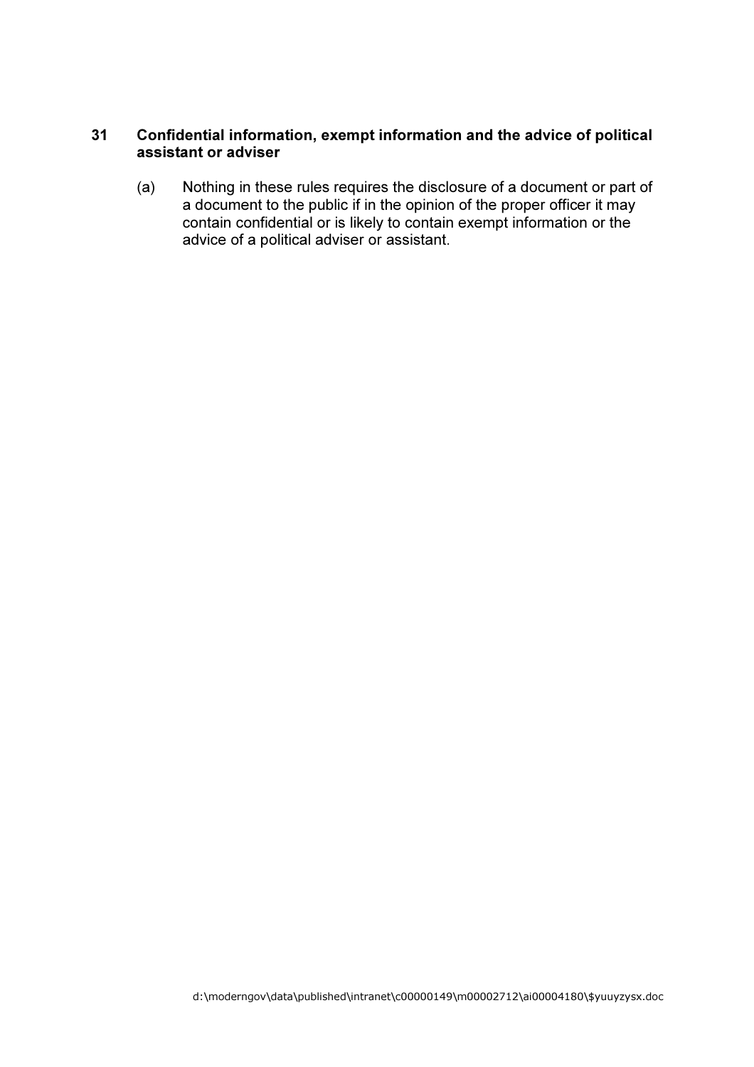## 31 Confidential information, exempt information and the advice of political assistant or adviser

(a) Nothing in these rules requires the disclosure of a document or part of a document to the public if in the opinion of the proper officer it may contain confidential or is likely to contain exempt information or the advice of a political adviser or assistant.